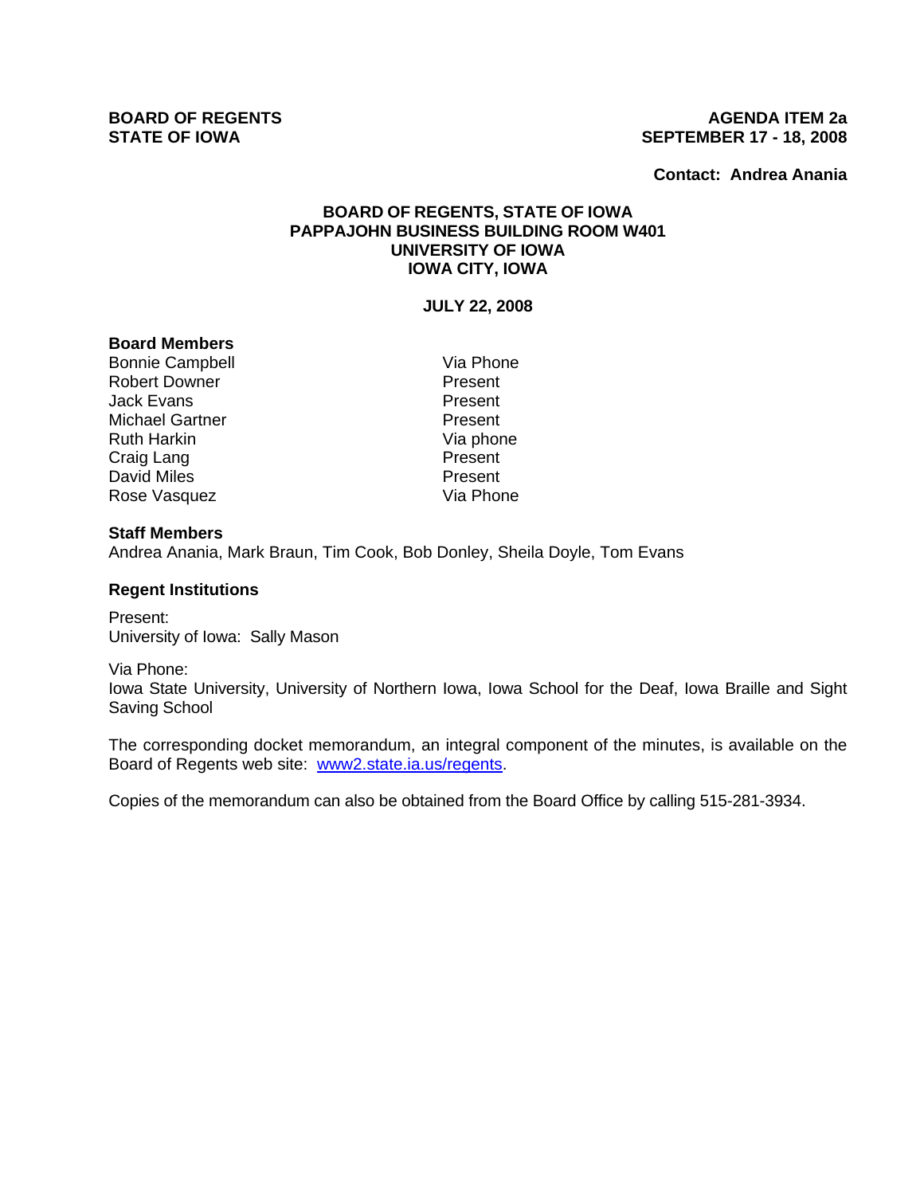**BOARD OF REGENTS**
**STATE OF IOWA**

**AGENDA ITEM 2a**
**SEPTEMBER 17 - 18, 2008**

**Contact: Andrea Anania**

# BOARD OF REGENTS, STATE OF IOWA
## PAPPAJOHN BUSINESS BUILDING ROOM W401
## UNIVERSITY OF IOWA
## IOWA CITY, IOWA

**JULY 22, 2008**

**Board Members**

| | |
|---|---|
| Bonnie Campbell | Via Phone |
| Robert Downer | Present |
| Jack Evans | Present |
| Michael Gartner | Present |
| Ruth Harkin | Via phone |
| Craig Lang | Present |
| David Miles | Present |
| Rose Vasquez | Via Phone |

**Staff Members**

Andrea Anania, Mark Braun, Tim Cook, Bob Donley, Sheila Doyle, Tom Evans

**Regent Institutions**

Present:
University of Iowa: Sally Mason

Via Phone:
Iowa State University, University of Northern Iowa, Iowa School for the Deaf, Iowa Braille and Sight Saving School

The corresponding docket memorandum, an integral component of the minutes, is available on the Board of Regents web site: [www2.state.ia.us/regents](www2.state.ia.us/regents).

Copies of the memorandum can also be obtained from the Board Office by calling 515-281-3934.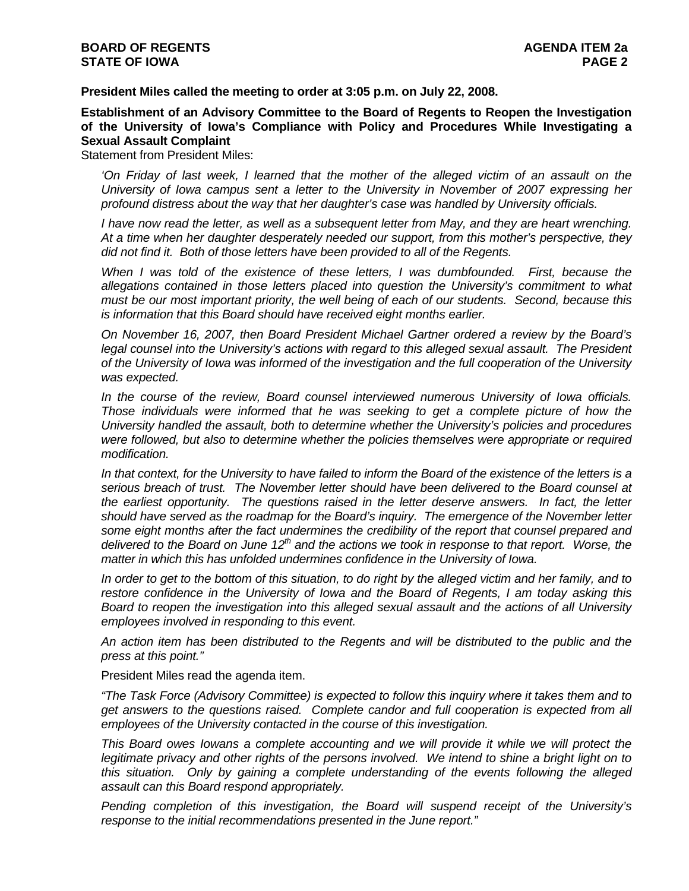**President Miles called the meeting to order at 3:05 p.m. on July 22, 2008.**

**Establishment of an Advisory Committee to the Board of Regents to Reopen the Investigation of the University of Iowa's Compliance with Policy and Procedures While Investigating a Sexual Assault Complaint**

Statement from President Miles:

*'On Friday of last week, I learned that the mother of the alleged victim of an assault on the University of Iowa campus sent a letter to the University in November of 2007 expressing her profound distress about the way that her daughter's case was handled by University officials.*

*I have now read the letter, as well as a subsequent letter from May, and they are heart wrenching. At a time when her daughter desperately needed our support, from this mother's perspective, they did not find it. Both of those letters have been provided to all of the Regents.*

*When I was told of the existence of these letters, I was dumbfounded. First, because the allegations contained in those letters placed into question the University's commitment to what must be our most important priority, the well being of each of our students. Second, because this is information that this Board should have received eight months earlier.*

*On November 16, 2007, then Board President Michael Gartner ordered a review by the Board's legal counsel into the University's actions with regard to this alleged sexual assault. The President of the University of Iowa was informed of the investigation and the full cooperation of the University was expected.*

*In the course of the review, Board counsel interviewed numerous University of Iowa officials. Those individuals were informed that he was seeking to get a complete picture of how the University handled the assault, both to determine whether the University's policies and procedures were followed, but also to determine whether the policies themselves were appropriate or required modification.*

*In that context, for the University to have failed to inform the Board of the existence of the letters is a serious breach of trust. The November letter should have been delivered to the Board counsel at the earliest opportunity. The questions raised in the letter deserve answers. In fact, the letter should have served as the roadmap for the Board's inquiry. The emergence of the November letter some eight months after the fact undermines the credibility of the report that counsel prepared and delivered to the Board on June 12th and the actions we took in response to that report. Worse, the matter in which this has unfolded undermines confidence in the University of Iowa.*

*In order to get to the bottom of this situation, to do right by the alleged victim and her family, and to restore confidence in the University of Iowa and the Board of Regents, I am today asking this Board to reopen the investigation into this alleged sexual assault and the actions of all University employees involved in responding to this event.*

*An action item has been distributed to the Regents and will be distributed to the public and the press at this point."*

President Miles read the agenda item.

*"The Task Force (Advisory Committee) is expected to follow this inquiry where it takes them and to get answers to the questions raised. Complete candor and full cooperation is expected from all employees of the University contacted in the course of this investigation.*

*This Board owes Iowans a complete accounting and we will provide it while we will protect the legitimate privacy and other rights of the persons involved. We intend to shine a bright light on to this situation. Only by gaining a complete understanding of the events following the alleged assault can this Board respond appropriately.*

*Pending completion of this investigation, the Board will suspend receipt of the University's response to the initial recommendations presented in the June report."*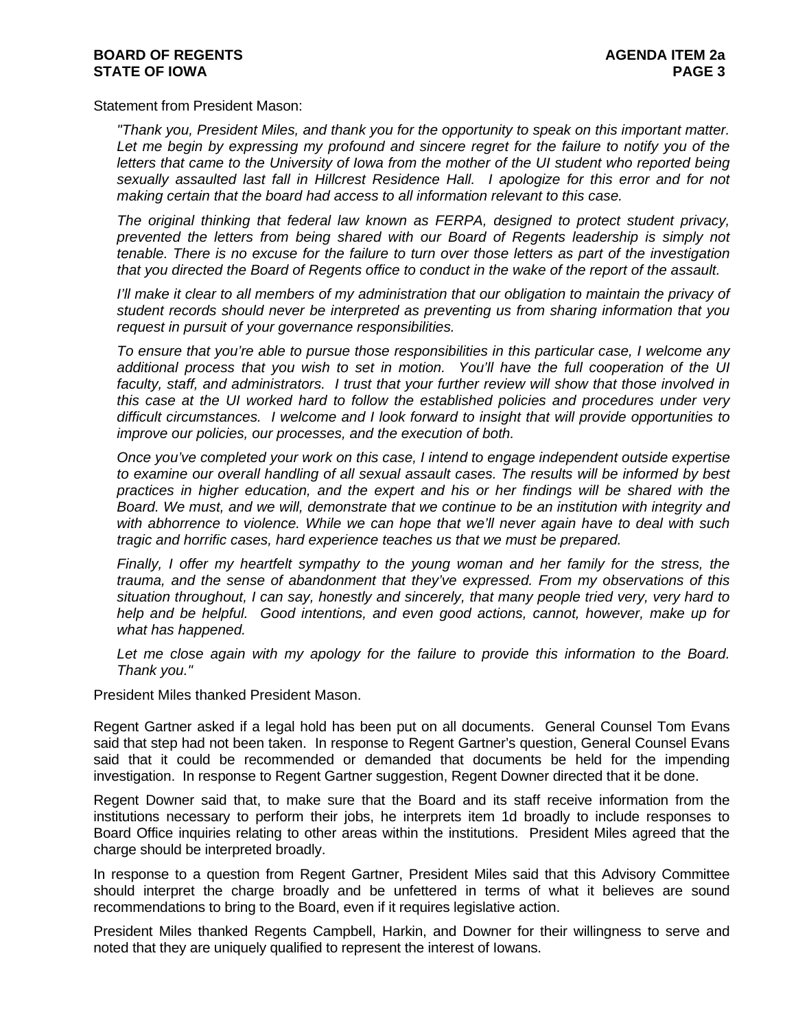Statement from President Mason:

*"Thank you, President Miles, and thank you for the opportunity to speak on this important matter. Let me begin by expressing my profound and sincere regret for the failure to notify you of the letters that came to the University of Iowa from the mother of the UI student who reported being sexually assaulted last fall in Hillcrest Residence Hall. I apologize for this error and for not making certain that the board had access to all information relevant to this case.*

*The original thinking that federal law known as FERPA, designed to protect student privacy, prevented the letters from being shared with our Board of Regents leadership is simply not tenable. There is no excuse for the failure to turn over those letters as part of the investigation that you directed the Board of Regents office to conduct in the wake of the report of the assault.*

*I'll make it clear to all members of my administration that our obligation to maintain the privacy of student records should never be interpreted as preventing us from sharing information that you request in pursuit of your governance responsibilities.*

*To ensure that you're able to pursue those responsibilities in this particular case, I welcome any additional process that you wish to set in motion. You'll have the full cooperation of the UI faculty, staff, and administrators. I trust that your further review will show that those involved in this case at the UI worked hard to follow the established policies and procedures under very difficult circumstances. I welcome and I look forward to insight that will provide opportunities to improve our policies, our processes, and the execution of both.*

*Once you've completed your work on this case, I intend to engage independent outside expertise to examine our overall handling of all sexual assault cases. The results will be informed by best practices in higher education, and the expert and his or her findings will be shared with the Board. We must, and we will, demonstrate that we continue to be an institution with integrity and with abhorrence to violence. While we can hope that we'll never again have to deal with such tragic and horrific cases, hard experience teaches us that we must be prepared.*

*Finally, I offer my heartfelt sympathy to the young woman and her family for the stress, the trauma, and the sense of abandonment that they've expressed. From my observations of this situation throughout, I can say, honestly and sincerely, that many people tried very, very hard to help and be helpful. Good intentions, and even good actions, cannot, however, make up for what has happened.*

*Let me close again with my apology for the failure to provide this information to the Board. Thank you."*

President Miles thanked President Mason.

Regent Gartner asked if a legal hold has been put on all documents. General Counsel Tom Evans said that step had not been taken. In response to Regent Gartner's question, General Counsel Evans said that it could be recommended or demanded that documents be held for the impending investigation. In response to Regent Gartner suggestion, Regent Downer directed that it be done.

Regent Downer said that, to make sure that the Board and its staff receive information from the institutions necessary to perform their jobs, he interprets item 1d broadly to include responses to Board Office inquiries relating to other areas within the institutions. President Miles agreed that the charge should be interpreted broadly.

In response to a question from Regent Gartner, President Miles said that this Advisory Committee should interpret the charge broadly and be unfettered in terms of what it believes are sound recommendations to bring to the Board, even if it requires legislative action.

President Miles thanked Regents Campbell, Harkin, and Downer for their willingness to serve and noted that they are uniquely qualified to represent the interest of Iowans.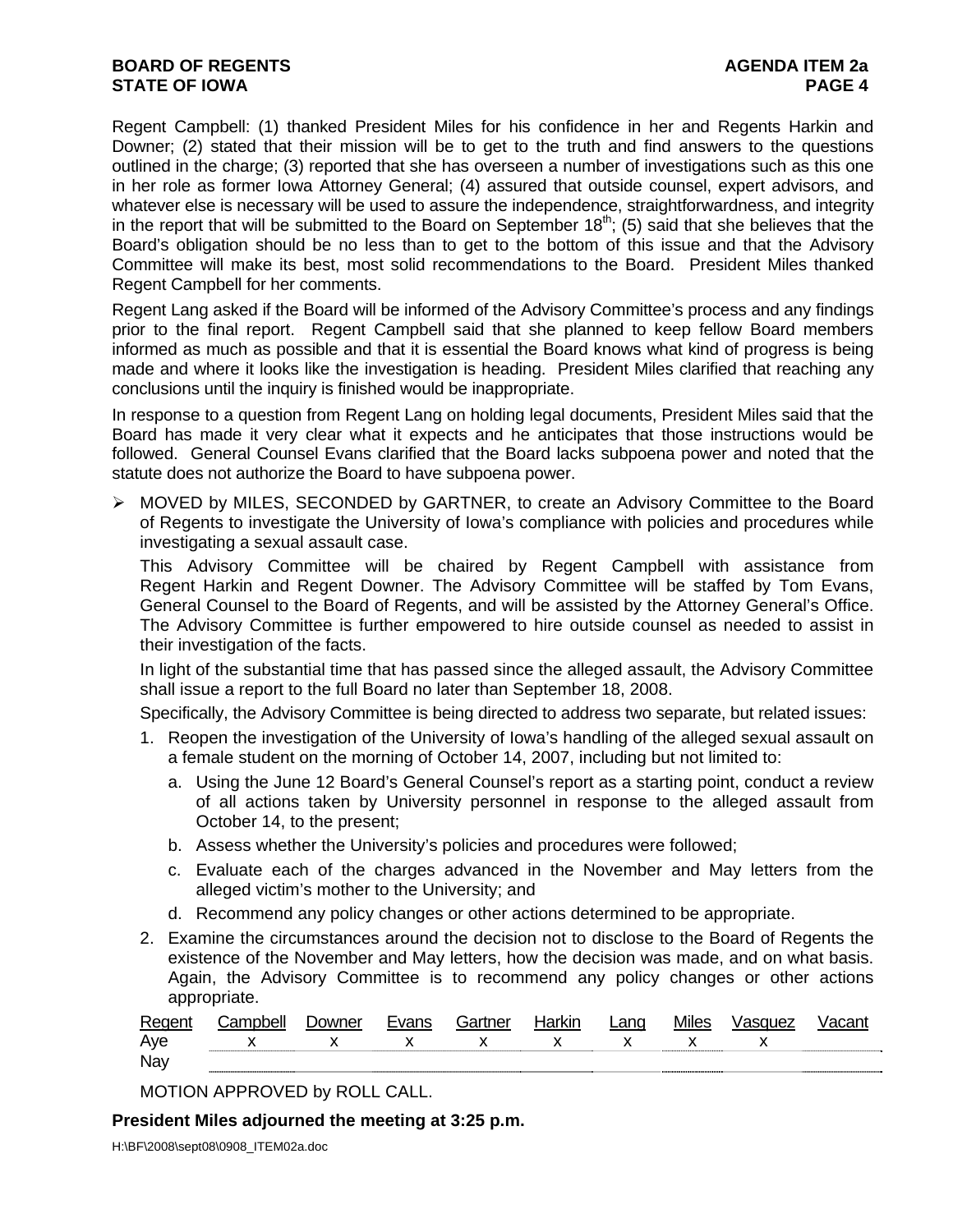Regent Campbell: (1) thanked President Miles for his confidence in her and Regents Harkin and Downer; (2) stated that their mission will be to get to the truth and find answers to the questions outlined in the charge; (3) reported that she has overseen a number of investigations such as this one in her role as former Iowa Attorney General; (4) assured that outside counsel, expert advisors, and whatever else is necessary will be used to assure the independence, straightforwardness, and integrity in the report that will be submitted to the Board on September 18th; (5) said that she believes that the Board's obligation should be no less than to get to the bottom of this issue and that the Advisory Committee will make its best, most solid recommendations to the Board. President Miles thanked Regent Campbell for her comments.

Regent Lang asked if the Board will be informed of the Advisory Committee's process and any findings prior to the final report. Regent Campbell said that she planned to keep fellow Board members informed as much as possible and that it is essential the Board knows what kind of progress is being made and where it looks like the investigation is heading. President Miles clarified that reaching any conclusions until the inquiry is finished would be inappropriate.

In response to a question from Regent Lang on holding legal documents, President Miles said that the Board has made it very clear what it expects and he anticipates that those instructions would be followed. General Counsel Evans clarified that the Board lacks subpoena power and noted that the statute does not authorize the Board to have subpoena power.

- MOVED by MILES, SECONDED by GARTNER, to create an Advisory Committee to the Board of Regents to investigate the University of Iowa's compliance with policies and procedures while investigating a sexual assault case.

  This Advisory Committee will be chaired by Regent Campbell with assistance from Regent Harkin and Regent Downer. The Advisory Committee will be staffed by Tom Evans, General Counsel to the Board of Regents, and will be assisted by the Attorney General's Office. The Advisory Committee is further empowered to hire outside counsel as needed to assist in their investigation of the facts.

  In light of the substantial time that has passed since the alleged assault, the Advisory Committee shall issue a report to the full Board no later than September 18, 2008.

  Specifically, the Advisory Committee is being directed to address two separate, but related issues:

  1. Reopen the investigation of the University of Iowa's handling of the alleged sexual assault on a female student on the morning of October 14, 2007, including but not limited to:
     a. Using the June 12 Board's General Counsel's report as a starting point, conduct a review of all actions taken by University personnel in response to the alleged assault from October 14, to the present;
     b. Assess whether the University's policies and procedures were followed;
     c. Evaluate each of the charges advanced in the November and May letters from the alleged victim's mother to the University; and
     d. Recommend any policy changes or other actions determined to be appropriate.
  2. Examine the circumstances around the decision not to disclose to the Board of Regents the existence of the November and May letters, how the decision was made, and on what basis. Again, the Advisory Committee is to recommend any policy changes or other actions appropriate.

  | Regent | Campbell | Downer | Evans | Gartner | Harkin | Lang | Miles | Vasquez | Vacant |
  |---|---|---|---|---|---|---|---|---|---|
  | Aye | x | x | x | x | x | x | x | x | |
  | Nay | | | | | | | | | |

  MOTION APPROVED by ROLL CALL.

**President Miles adjourned the meeting at 3:25 p.m.**

H:\BF\2008\sept08\0908_ITEM02a.doc